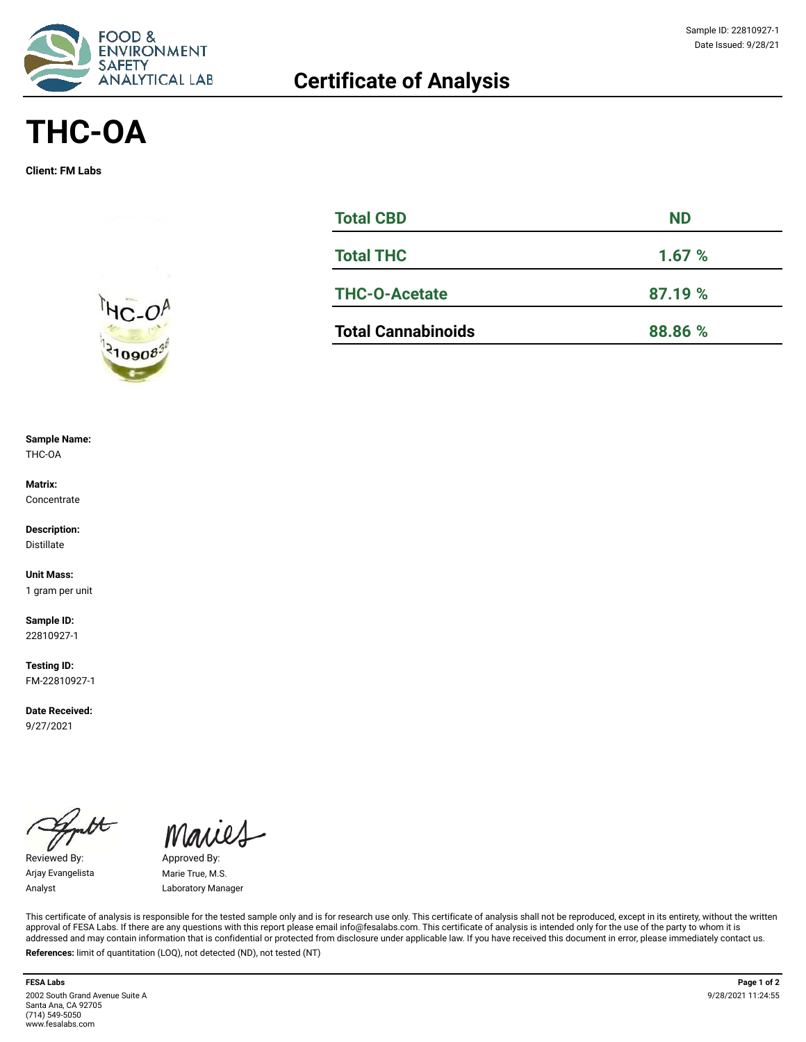Sample ID: 22810927-1
Date Issued: 9/28/21

FOOD & ENVIRONMENT SAFETY ANALYTICAL LAB

## Certificate of Analysis

# THC-OA

**Client: FM Labs**

| | |
|---|---|
| **Total CBD** | **ND** |
| **Total THC** | **1.67 %** |
| **THC-O-Acetate** | **87.19 %** |
| **Total Cannabinoids** | **88.86 %** |

**Sample Name:**
THC-OA

**Matrix:**
Concentrate

**Description:**
Distillate

**Unit Mass:**
1 gram per unit

**Sample ID:**
22810927-1

**Testing ID:**
FM-22810927-1

**Date Received:**
9/27/2021

Reviewed By:
Arjay Evangelista
Analyst

Approved By:
Marie True, M.S.
Laboratory Manager

This certificate of analysis is responsible for the tested sample only and is for research use only. This certificate of analysis shall not be reproduced, except in its entirety, without the written approval of FESA Labs. If there are any questions with this report please email info@fesalabs.com. This certificate of analysis is intended only for the use of the party to whom it is addressed and may contain information that is confidential or protected from disclosure under applicable law. If you have received this document in error, please immediately contact us.

**References:** limit of quantitation (LOQ), not detected (ND), not tested (NT)

**FESA Labs**
2002 South Grand Avenue Suite A
Santa Ana, CA 92705
(714) 549-5050
www.fesalabs.com

9/28/2021 11:24:55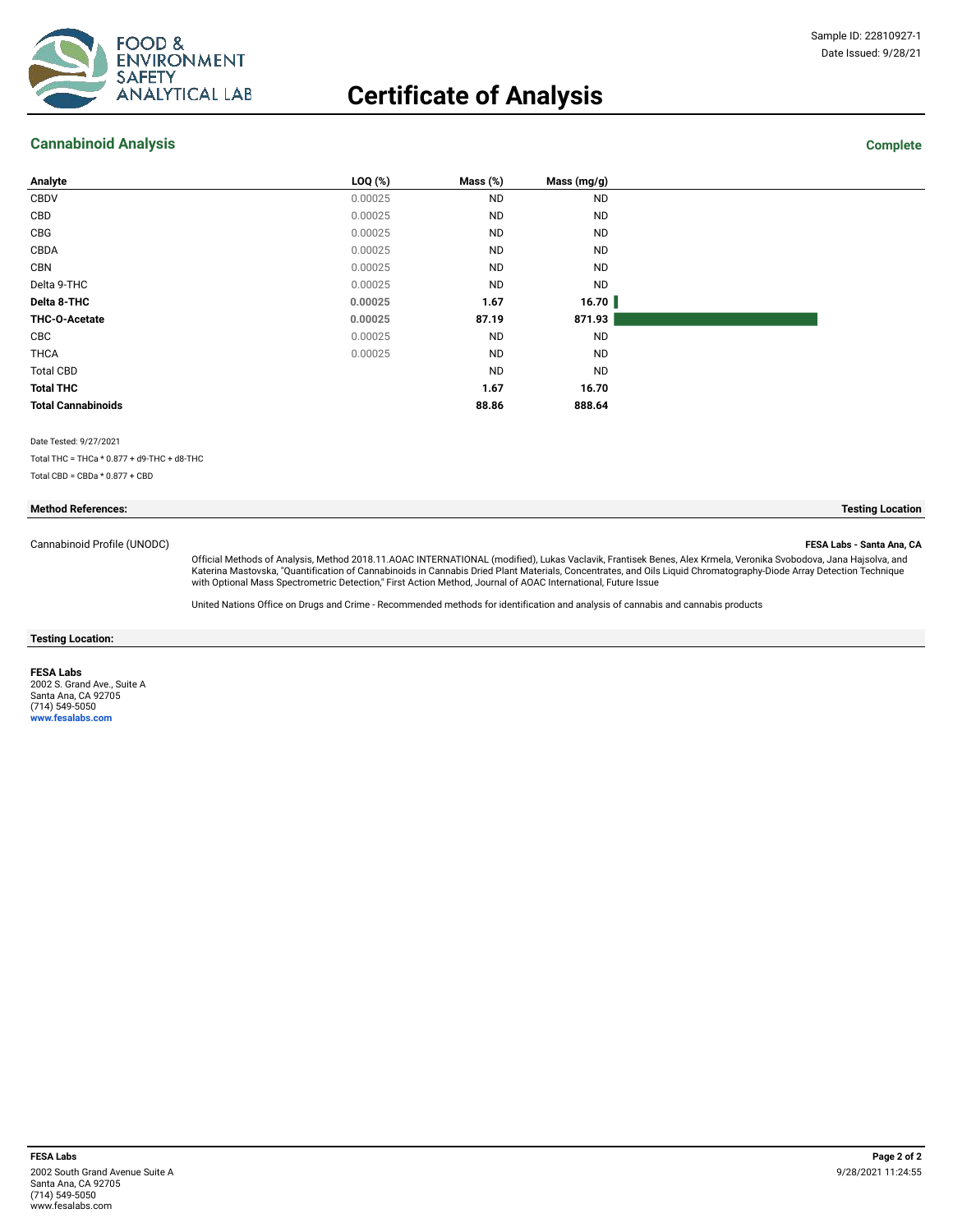FOOD & ENVIRONMENT SAFETY ANALYTICAL LAB

Sample ID: 22810927-1
Date Issued: 9/28/21

# Certificate of Analysis

## Cannabinoid Analysis

**Complete**

| Analyte | LOQ (%) | Mass (%) | Mass (mg/g) |
|---|---|---|---|
| CBDV | 0.00025 | ND | ND |
| CBD | 0.00025 | ND | ND |
| CBG | 0.00025 | ND | ND |
| CBDA | 0.00025 | ND | ND |
| CBN | 0.00025 | ND | ND |
| Delta 9-THC | 0.00025 | ND | ND |
| **Delta 8-THC** | **0.00025** | **1.67** | **16.70** |
| **THC-O-Acetate** | **0.00025** | **87.19** | **871.93** |
| CBC | 0.00025 | ND | ND |
| THCA | 0.00025 | ND | ND |
| Total CBD | | ND | ND |
| **Total THC** | | **1.67** | **16.70** |
| **Total Cannabinoids** | | **88.86** | **888.64** |

Date Tested: 9/27/2021

Total THC = THCa * 0.877 + d9-THC + d8-THC

Total CBD = CBDa * 0.877 + CBD

**Method References:** | **Testing Location**

Cannabinoid Profile (UNODC) — **FESA Labs - Santa Ana, CA**

Official Methods of Analysis, Method 2018.11.AOAC INTERNATIONAL (modified), Lukas Vaclavik, Frantisek Benes, Alex Krmela, Veronika Svobodova, Jana Hajsolva, and Katerina Mastovska, "Quantification of Cannabinoids in Cannabis Dried Plant Materials, Concentrates, and Oils Liquid Chromatography-Diode Array Detection Technique with Optional Mass Spectrometric Detection," First Action Method, Journal of AOAC International, Future Issue

United Nations Office on Drugs and Crime - Recommended methods for identification and analysis of cannabis and cannabis products

**Testing Location:**

**FESA Labs**
2002 S. Grand Ave., Suite A
Santa Ana, CA 92705
(714) 549-5050
**www.fesalabs.com**

**FESA Labs**
2002 South Grand Avenue Suite A
Santa Ana, CA 92705
(714) 549-5050
www.fesalabs.com

9/28/2021 11:24:55